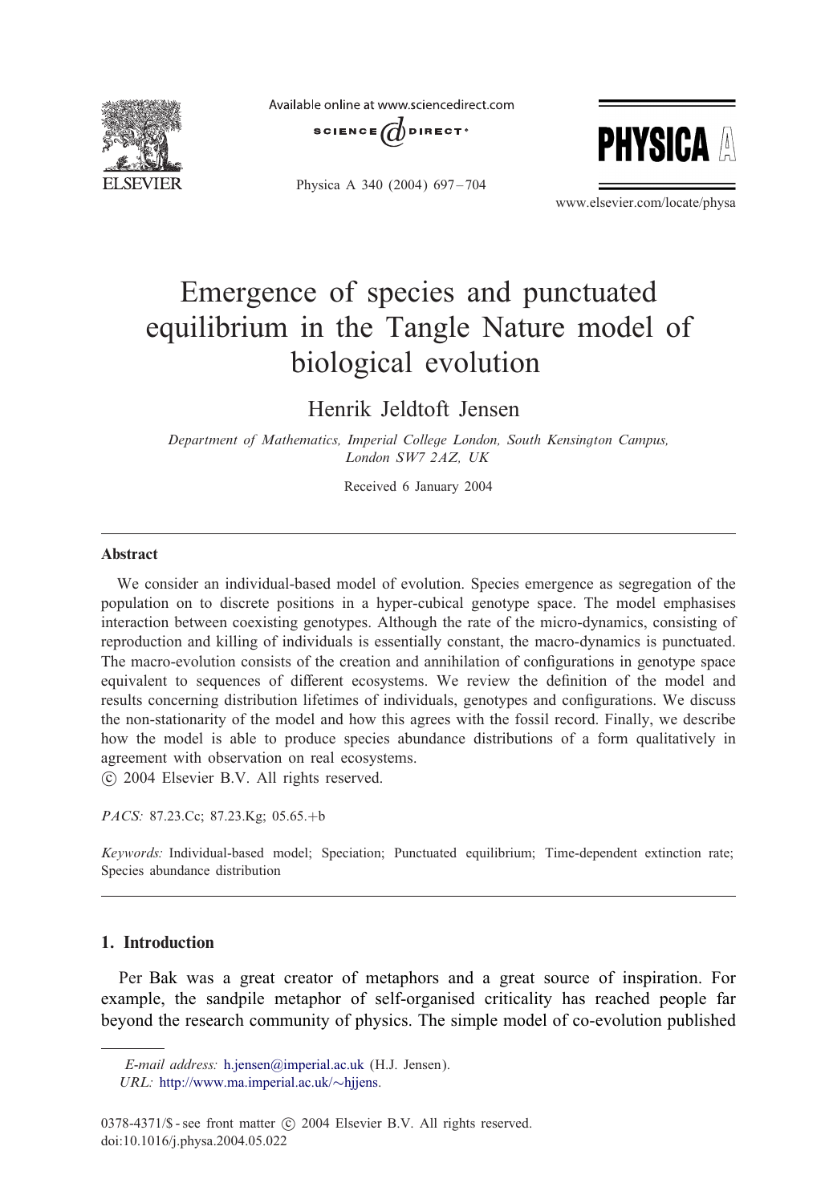# Emergence of species and punctuated equilibrium in the Tangle Nature model of biological evolution

Henrik Jeldtoft Jensen

*Department of Mathematics, Imperial College London, South Kensington Campus, London SW7 2AZ, UK*

Received 6 January 2004

## Abstract

We consider an individual-based model of evolution. Species emergence as segregation of the population on to discrete positions in a hyper-cubical genotype space. The model emphasises interaction between coexisting genotypes. Although the rate of the micro-dynamics, consisting of reproduction and killing of individuals is essentially constant, the macro-dynamics is punctuated. The macro-evolution consists of the creation and annihilation of configurations in genotype space equivalent to sequences of different ecosystems. We review the definition of the model and results concerning distribution lifetimes of individuals, genotypes and configurations. We discuss the non-stationarity of the model and how this agrees with the fossil record. Finally, we describe how the model is able to produce species abundance distributions of a form qualitatively in agreement with observation on real ecosystems.

© 2004 Elsevier B.V. All rights reserved.

*PACS:* 87.23.Cc; 87.23.Kg; 05.65.+b

*Keywords:* Individual-based model; Speciation; Punctuated equilibrium; Time-dependent extinction rate; Species abundance distribution

## 1. Introduction

Per Bak was a great creator of metaphors and a great source of inspiration. For example, the sandpile metaphor of self-organised criticality has reached people far beyond the research community of physics. The simple model of co-evolution published

*E-mail address:* h.jensen@imperial.ac.uk (H.J. Jensen).

*URL:* http://www.ma.imperial.ac.uk/~hjjens.

0378-4371/$ - see front matter © 2004 Elsevier B.V. All rights reserved.
doi:10.1016/j.physa.2004.05.022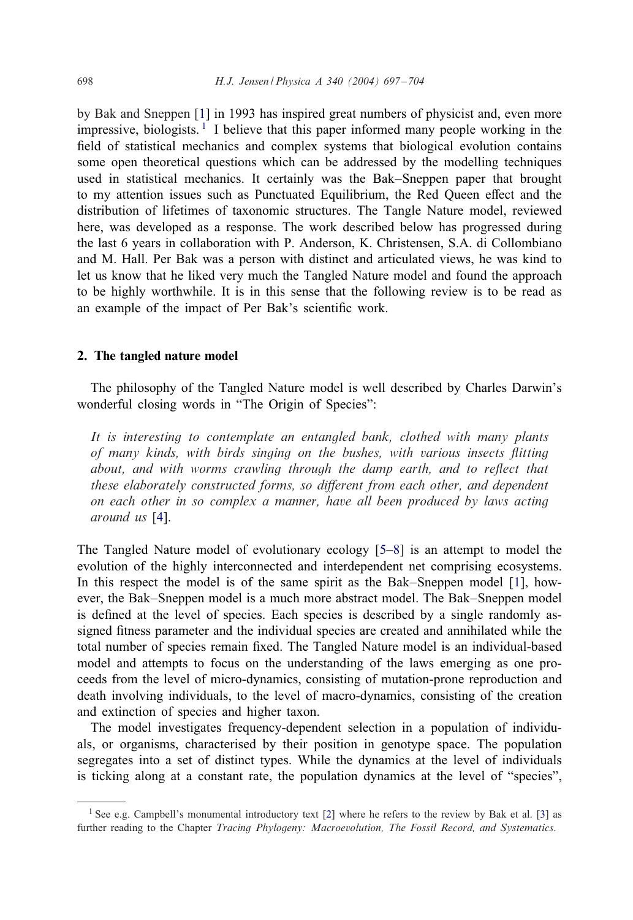by Bak and Sneppen [1] in 1993 has inspired great numbers of physicist and, even more impressive, biologists. [1] I believe that this paper informed many people working in the field of statistical mechanics and complex systems that biological evolution contains some open theoretical questions which can be addressed by the modelling techniques used in statistical mechanics. It certainly was the Bak–Sneppen paper that brought to my attention issues such as Punctuated Equilibrium, the Red Queen effect and the distribution of lifetimes of taxonomic structures. The Tangle Nature model, reviewed here, was developed as a response. The work described below has progressed during the last 6 years in collaboration with P. Anderson, K. Christensen, S.A. di Collombiano and M. Hall. Per Bak was a person with distinct and articulated views, he was kind to let us know that he liked very much the Tangled Nature model and found the approach to be highly worthwhile. It is in this sense that the following review is to be read as an example of the impact of Per Bak's scientific work.

## 2. The tangled nature model

The philosophy of the Tangled Nature model is well described by Charles Darwin's wonderful closing words in "The Origin of Species":

> *It is interesting to contemplate an entangled bank, clothed with many plants of many kinds, with birds singing on the bushes, with various insects flitting about, and with worms crawling through the damp earth, and to reflect that these elaborately constructed forms, so different from each other, and dependent on each other in so complex a manner, have all been produced by laws acting around us* [4].

The Tangled Nature model of evolutionary ecology [5–8] is an attempt to model the evolution of the highly interconnected and interdependent net comprising ecosystems. In this respect the model is of the same spirit as the Bak–Sneppen model [1], however, the Bak–Sneppen model is a much more abstract model. The Bak–Sneppen model is defined at the level of species. Each species is described by a single randomly assigned fitness parameter and the individual species are created and annihilated while the total number of species remain fixed. The Tangled Nature model is an individual-based model and attempts to focus on the understanding of the laws emerging as one proceeds from the level of micro-dynamics, consisting of mutation-prone reproduction and death involving individuals, to the level of macro-dynamics, consisting of the creation and extinction of species and higher taxon.

The model investigates frequency-dependent selection in a population of individuals, or organisms, characterised by their position in genotype space. The population segregates into a set of distinct types. While the dynamics at the level of individuals is ticking along at a constant rate, the population dynamics at the level of "species",

[1] See e.g. Campbell's monumental introductory text [2] where he refers to the review by Bak et al. [3] as further reading to the Chapter *Tracing Phylogeny: Macroevolution, The Fossil Record, and Systematics*.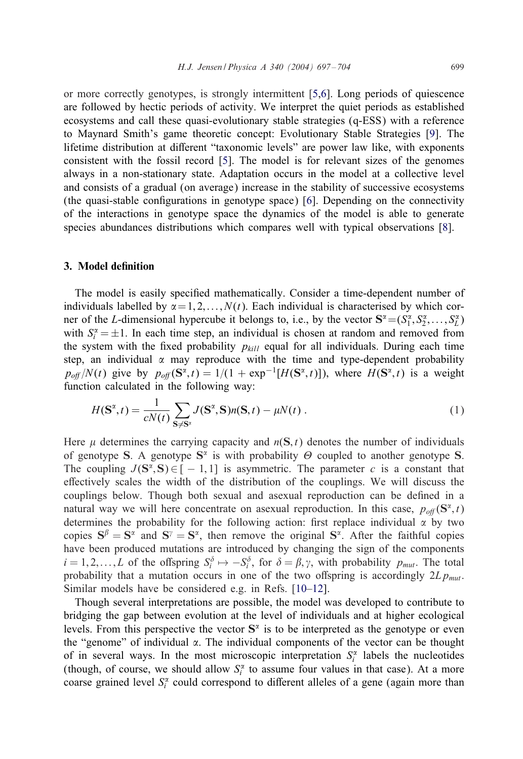or more correctly genotypes, is strongly intermittent [5,6]. Long periods of quiescence are followed by hectic periods of activity. We interpret the quiet periods as established ecosystems and call these quasi-evolutionary stable strategies (q-ESS) with a reference to Maynard Smith's game theoretic concept: Evolutionary Stable Strategies [9]. The lifetime distribution at different "taxonomic levels" are power law like, with exponents consistent with the fossil record [5]. The model is for relevant sizes of the genomes always in a non-stationary state. Adaptation occurs in the model at a collective level and consists of a gradual (on average) increase in the stability of successive ecosystems (the quasi-stable configurations in genotype space) [6]. Depending on the connectivity of the interactions in genotype space the dynamics of the model is able to generate species abundances distributions which compares well with typical observations [8].

## 3. Model definition

The model is easily specified mathematically. Consider a time-dependent number of individuals labelled by $\alpha = 1, 2, \ldots, N(t)$. Each individual is characterised by which corner of the $L$-dimensional hypercube it belongs to, i.e., by the vector $\mathbf{S}^\alpha = (S_1^\alpha, S_2^\alpha, \ldots, S_L^\alpha)$ with $S_i^\alpha = \pm 1$. In each time step, an individual is chosen at random and removed from the system with the fixed probability $p_{kill}$ equal for all individuals. During each time step, an individual $\alpha$ may reproduce with the time and type-dependent probability $p_{off}/N(t)$ give by $p_{off}(\mathbf{S}^\alpha, t) = 1/(1 + \exp^{-1}[H(\mathbf{S}^\alpha, t)])$, where $H(\mathbf{S}^\alpha, t)$ is a weight function calculated in the following way:

$$H(\mathbf{S}^\alpha, t) = \frac{1}{cN(t)} \sum_{\mathbf{S} \neq \mathbf{S}^\alpha} J(\mathbf{S}^\alpha, \mathbf{S}) n(\mathbf{S}, t) - \mu N(t) . \tag{1}$$

Here $\mu$ determines the carrying capacity and $n(\mathbf{S}, t)$ denotes the number of individuals of genotype $\mathbf{S}$. A genotype $\mathbf{S}^\alpha$ is with probability $\Theta$ coupled to another genotype $\mathbf{S}$. The coupling $J(\mathbf{S}^\alpha, \mathbf{S}) \in [-1, 1]$ is asymmetric. The parameter $c$ is a constant that effectively scales the width of the distribution of the couplings. We will discuss the couplings below. Though both sexual and asexual reproduction can be defined in a natural way we will here concentrate on asexual reproduction. In this case, $p_{off}(\mathbf{S}^\alpha, t)$ determines the probability for the following action: first replace individual $\alpha$ by two copies $\mathbf{S}^\beta = \mathbf{S}^\alpha$ and $\mathbf{S}^\gamma = \mathbf{S}^\alpha$, then remove the original $\mathbf{S}^\alpha$. After the faithful copies have been produced mutations are introduced by changing the sign of the components $i = 1, 2, \ldots, L$ of the offspring $S_i^\delta \mapsto -S_i^\delta$, for $\delta = \beta, \gamma$, with probability $p_{mut}$. The total probability that a mutation occurs in one of the two offspring is accordingly $2Lp_{mut}$. Similar models have be considered e.g. in Refs. [10–12].

Though several interpretations are possible, the model was developed to contribute to bridging the gap between evolution at the level of individuals and at higher ecological levels. From this perspective the vector $\mathbf{S}^\alpha$ is to be interpreted as the genotype or even the "genome" of individual $\alpha$. The individual components of the vector can be thought of in several ways. In the most microscopic interpretation $S_i^\alpha$ labels the nucleotides (though, of course, we should allow $S_i^\alpha$ to assume four values in that case). At a more coarse grained level $S_i^\alpha$ could correspond to different alleles of a gene (again more than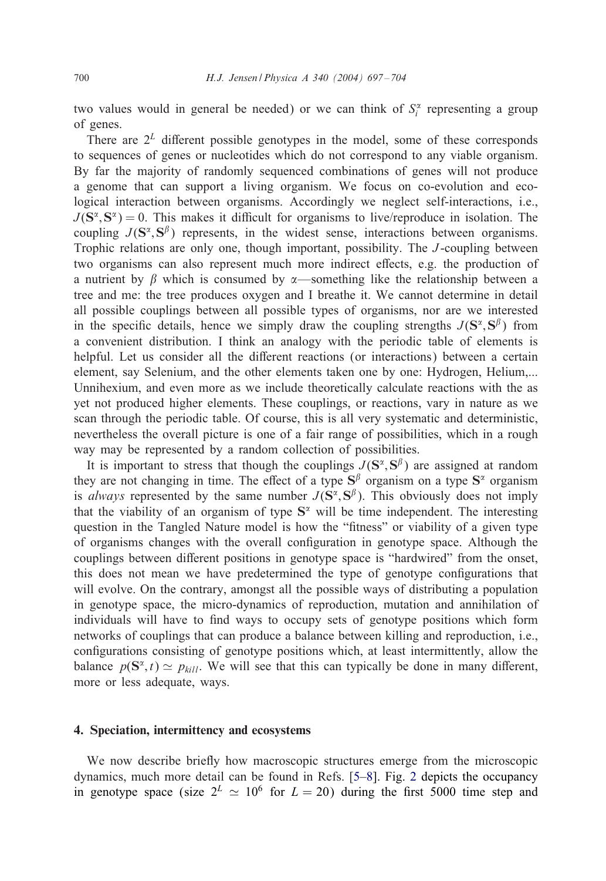two values would in general be needed) or we can think of $S_i^\alpha$ representing a group of genes.

There are $2^L$ different possible genotypes in the model, some of these corresponds to sequences of genes or nucleotides which do not correspond to any viable organism. By far the majority of randomly sequenced combinations of genes will not produce a genome that can support a living organism. We focus on co-evolution and ecological interaction between organisms. Accordingly we neglect self-interactions, i.e., $J(\mathbf{S}^\alpha, \mathbf{S}^\alpha) = 0$. This makes it difficult for organisms to live/reproduce in isolation. The coupling $J(\mathbf{S}^\alpha, \mathbf{S}^\beta)$ represents, in the widest sense, interactions between organisms. Trophic relations are only one, though important, possibility. The $J$-coupling between two organisms can also represent much more indirect effects, e.g. the production of a nutrient by $\beta$ which is consumed by $\alpha$—something like the relationship between a tree and me: the tree produces oxygen and I breathe it. We cannot determine in detail all possible couplings between all possible types of organisms, nor are we interested in the specific details, hence we simply draw the coupling strengths $J(\mathbf{S}^\alpha, \mathbf{S}^\beta)$ from a convenient distribution. I think an analogy with the periodic table of elements is helpful. Let us consider all the different reactions (or interactions) between a certain element, say Selenium, and the other elements taken one by one: Hydrogen, Helium,... Unnihexium, and even more as we include theoretically calculate reactions with the as yet not produced higher elements. These couplings, or reactions, vary in nature as we scan through the periodic table. Of course, this is all very systematic and deterministic, nevertheless the overall picture is one of a fair range of possibilities, which in a rough way may be represented by a random collection of possibilities.

It is important to stress that though the couplings $J(\mathbf{S}^\alpha, \mathbf{S}^\beta)$ are assigned at random they are not changing in time. The effect of a type $\mathbf{S}^\beta$ organism on a type $\mathbf{S}^\alpha$ organism is *always* represented by the same number $J(\mathbf{S}^\alpha, \mathbf{S}^\beta)$. This obviously does not imply that the viability of an organism of type $\mathbf{S}^\alpha$ will be time independent. The interesting question in the Tangled Nature model is how the "fitness" or viability of a given type of organisms changes with the overall configuration in genotype space. Although the couplings between different positions in genotype space is "hardwired" from the onset, this does not mean we have predetermined the type of genotype configurations that will evolve. On the contrary, amongst all the possible ways of distributing a population in genotype space, the micro-dynamics of reproduction, mutation and annihilation of individuals will have to find ways to occupy sets of genotype positions which form networks of couplings that can produce a balance between killing and reproduction, i.e., configurations consisting of genotype positions which, at least intermittently, allow the balance $p(\mathbf{S}^\alpha, t) \simeq p_{kill}$. We will see that this can typically be done in many different, more or less adequate, ways.

## 4. Speciation, intermittency and ecosystems

We now describe briefly how macroscopic structures emerge from the microscopic dynamics, much more detail can be found in Refs. [5–8]. Fig. 2 depicts the occupancy in genotype space (size $2^L \simeq 10^6$ for $L = 20$) during the first 5000 time step and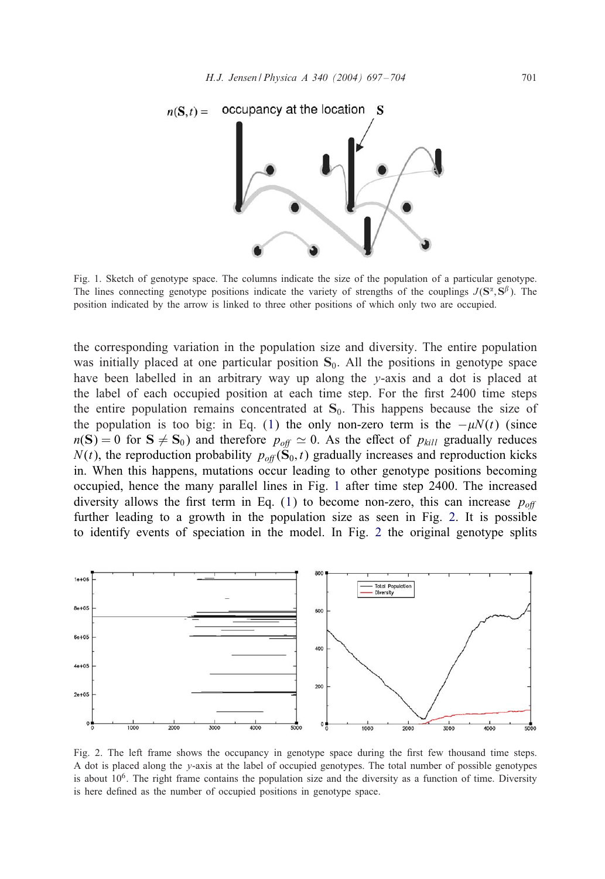Fig. 1. Sketch of genotype space. The columns indicate the size of the population of a particular genotype. The lines connecting genotype positions indicate the variety of strengths of the couplings $J(\mathbf{S}^\alpha, \mathbf{S}^\beta)$. The position indicated by the arrow is linked to three other positions of which only two are occupied.

the corresponding variation in the population size and diversity. The entire population was initially placed at one particular position $\mathbf{S}_0$. All the positions in genotype space have been labelled in an arbitrary way up along the $y$-axis and a dot is placed at the label of each occupied position at each time step. For the first 2400 time steps the entire population remains concentrated at $\mathbf{S}_0$. This happens because the size of the population is too big: in Eq. (1) the only non-zero term is the $-\mu N(t)$ (since $n(\mathbf{S}) = 0$ for $\mathbf{S} \neq \mathbf{S}_0$) and therefore $p_{off} \simeq 0$. As the effect of $p_{kill}$ gradually reduces $N(t)$, the reproduction probability $p_{off}(\mathbf{S}_0, t)$ gradually increases and reproduction kicks in. When this happens, mutations occur leading to other genotype positions becoming occupied, hence the many parallel lines in Fig. 1 after time step 2400. The increased diversity allows the first term in Eq. (1) to become non-zero, this can increase $p_{off}$ further leading to a growth in the population size as seen in Fig. 2. It is possible to identify events of speciation in the model. In Fig. 2 the original genotype splits

Fig. 2. The left frame shows the occupancy in genotype space during the first few thousand time steps. A dot is placed along the $y$-axis at the label of occupied genotypes. The total number of possible genotypes is about $10^6$. The right frame contains the population size and the diversity as a function of time. Diversity is here defined as the number of occupied positions in genotype space.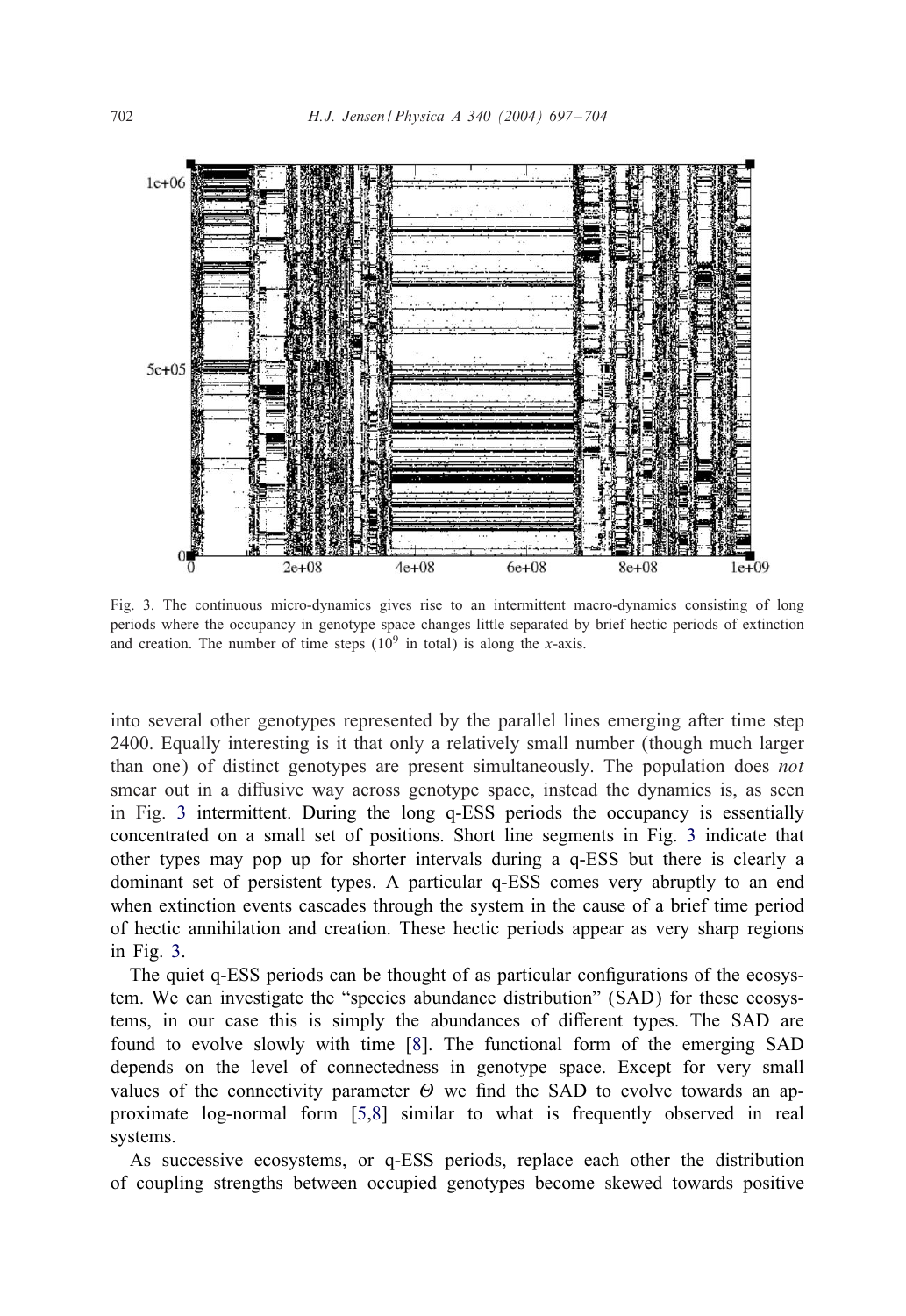Fig. 3. The continuous micro-dynamics gives rise to an intermittent macro-dynamics consisting of long periods where the occupancy in genotype space changes little separated by brief hectic periods of extinction and creation. The number of time steps ($10^9$ in total) is along the $x$-axis.

into several other genotypes represented by the parallel lines emerging after time step 2400. Equally interesting is it that only a relatively small number (though much larger than one) of distinct genotypes are present simultaneously. The population does *not* smear out in a diffusive way across genotype space, instead the dynamics is, as seen in Fig. 3 intermittent. During the long q-ESS periods the occupancy is essentially concentrated on a small set of positions. Short line segments in Fig. 3 indicate that other types may pop up for shorter intervals during a q-ESS but there is clearly a dominant set of persistent types. A particular q-ESS comes very abruptly to an end when extinction events cascades through the system in the cause of a brief time period of hectic annihilation and creation. These hectic periods appear as very sharp regions in Fig. 3.

The quiet q-ESS periods can be thought of as particular configurations of the ecosystem. We can investigate the "species abundance distribution" (SAD) for these ecosystems, in our case this is simply the abundances of different types. The SAD are found to evolve slowly with time [8]. The functional form of the emerging SAD depends on the level of connectedness in genotype space. Except for very small values of the connectivity parameter $\Theta$ we find the SAD to evolve towards an approximate log-normal form [5,8] similar to what is frequently observed in real systems.

As successive ecosystems, or q-ESS periods, replace each other the distribution of coupling strengths between occupied genotypes become skewed towards positive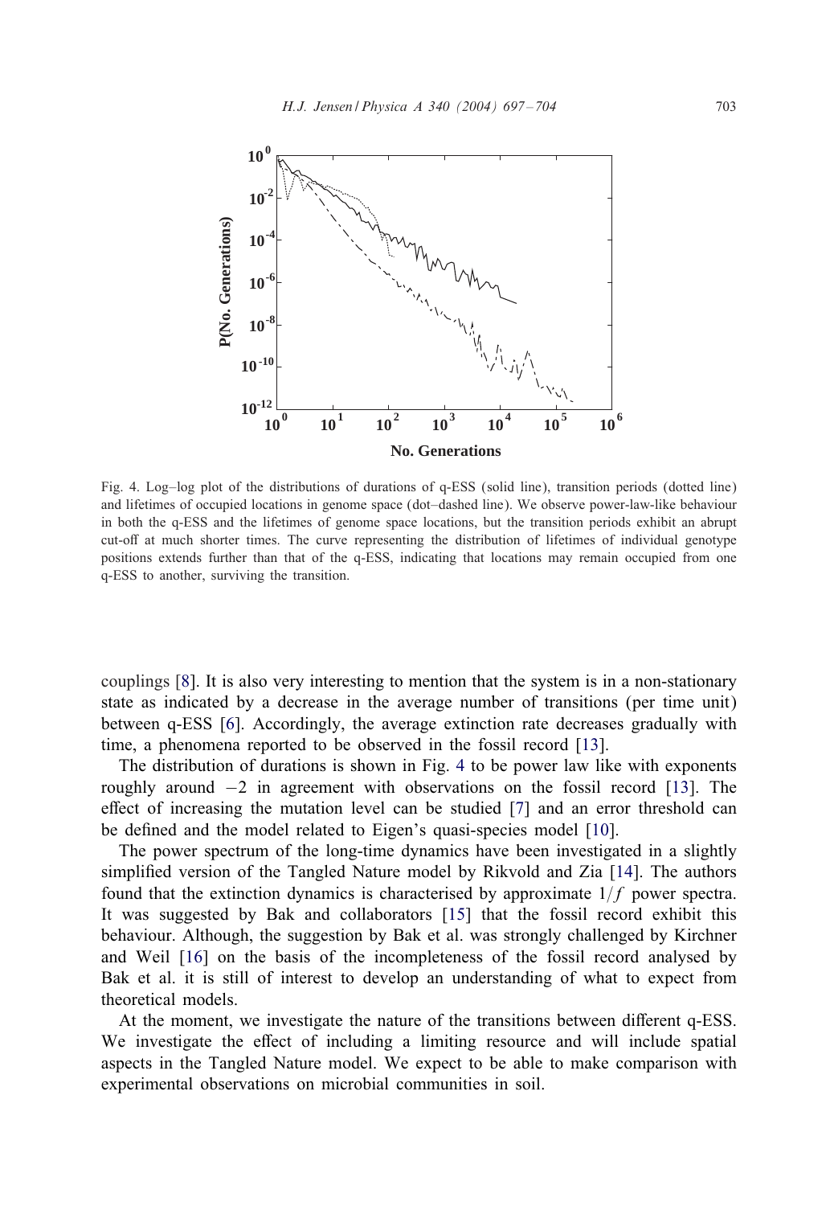Fig. 4. Log–log plot of the distributions of durations of q-ESS (solid line), transition periods (dotted line) and lifetimes of occupied locations in genome space (dot–dashed line). We observe power-law-like behaviour in both the q-ESS and the lifetimes of genome space locations, but the transition periods exhibit an abrupt cut-off at much shorter times. The curve representing the distribution of lifetimes of individual genotype positions extends further than that of the q-ESS, indicating that locations may remain occupied from one q-ESS to another, surviving the transition.

couplings [8]. It is also very interesting to mention that the system is in a non-stationary state as indicated by a decrease in the average number of transitions (per time unit) between q-ESS [6]. Accordingly, the average extinction rate decreases gradually with time, a phenomena reported to be observed in the fossil record [13].

The distribution of durations is shown in Fig. 4 to be power law like with exponents roughly around $-2$ in agreement with observations on the fossil record [13]. The effect of increasing the mutation level can be studied [7] and an error threshold can be defined and the model related to Eigen's quasi-species model [10].

The power spectrum of the long-time dynamics have been investigated in a slightly simplified version of the Tangled Nature model by Rikvold and Zia [14]. The authors found that the extinction dynamics is characterised by approximate $1/f$ power spectra. It was suggested by Bak and collaborators [15] that the fossil record exhibit this behaviour. Although, the suggestion by Bak et al. was strongly challenged by Kirchner and Weil [16] on the basis of the incompleteness of the fossil record analysed by Bak et al. it is still of interest to develop an understanding of what to expect from theoretical models.

At the moment, we investigate the nature of the transitions between different q-ESS. We investigate the effect of including a limiting resource and will include spatial aspects in the Tangled Nature model. We expect to be able to make comparison with experimental observations on microbial communities in soil.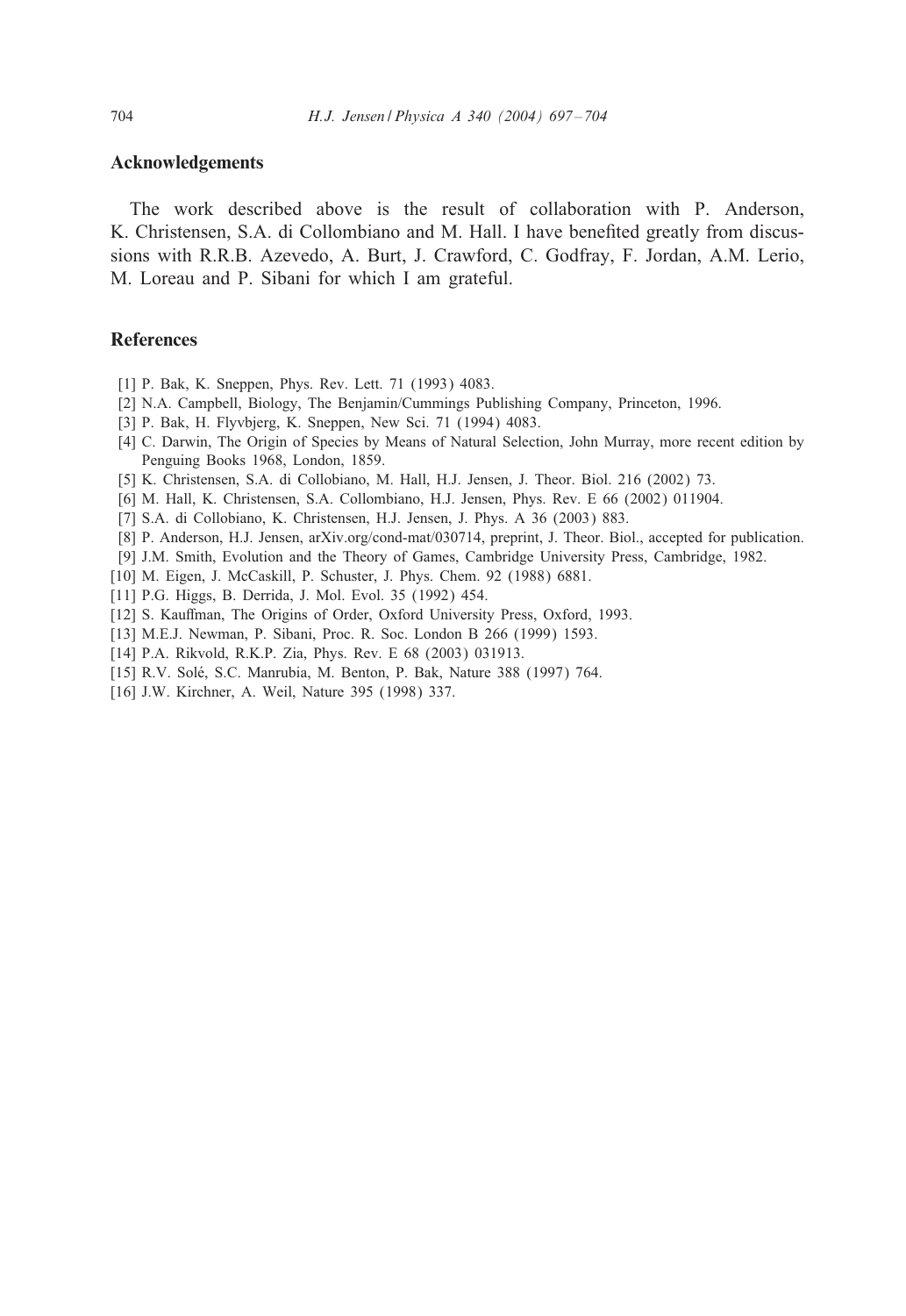## Acknowledgements

The work described above is the result of collaboration with P. Anderson, K. Christensen, S.A. di Collombiano and M. Hall. I have benefited greatly from discussions with R.R.B. Azevedo, A. Burt, J. Crawford, C. Godfray, F. Jordan, A.M. Lerio, M. Loreau and P. Sibani for which I am grateful.

## References

[1] P. Bak, K. Sneppen, Phys. Rev. Lett. 71 (1993) 4083.

[2] N.A. Campbell, Biology, The Benjamin/Cummings Publishing Company, Princeton, 1996.

[3] P. Bak, H. Flyvbjerg, K. Sneppen, New Sci. 71 (1994) 4083.

[4] C. Darwin, The Origin of Species by Means of Natural Selection, John Murray, more recent edition by Penguing Books 1968, London, 1859.

[5] K. Christensen, S.A. di Collobiano, M. Hall, H.J. Jensen, J. Theor. Biol. 216 (2002) 73.

[6] M. Hall, K. Christensen, S.A. Collombiano, H.J. Jensen, Phys. Rev. E 66 (2002) 011904.

[7] S.A. di Collobiano, K. Christensen, H.J. Jensen, J. Phys. A 36 (2003) 883.

[8] P. Anderson, H.J. Jensen, arXiv.org/cond-mat/030714, preprint, J. Theor. Biol., accepted for publication.

[9] J.M. Smith, Evolution and the Theory of Games, Cambridge University Press, Cambridge, 1982.

[10] M. Eigen, J. McCaskill, P. Schuster, J. Phys. Chem. 92 (1988) 6881.

[11] P.G. Higgs, B. Derrida, J. Mol. Evol. 35 (1992) 454.

[12] S. Kauffman, The Origins of Order, Oxford University Press, Oxford, 1993.

[13] M.E.J. Newman, P. Sibani, Proc. R. Soc. London B 266 (1999) 1593.

[14] P.A. Rikvold, R.K.P. Zia, Phys. Rev. E 68 (2003) 031913.

[15] R.V. Solé, S.C. Manrubia, M. Benton, P. Bak, Nature 388 (1997) 764.

[16] J.W. Kirchner, A. Weil, Nature 395 (1998) 337.